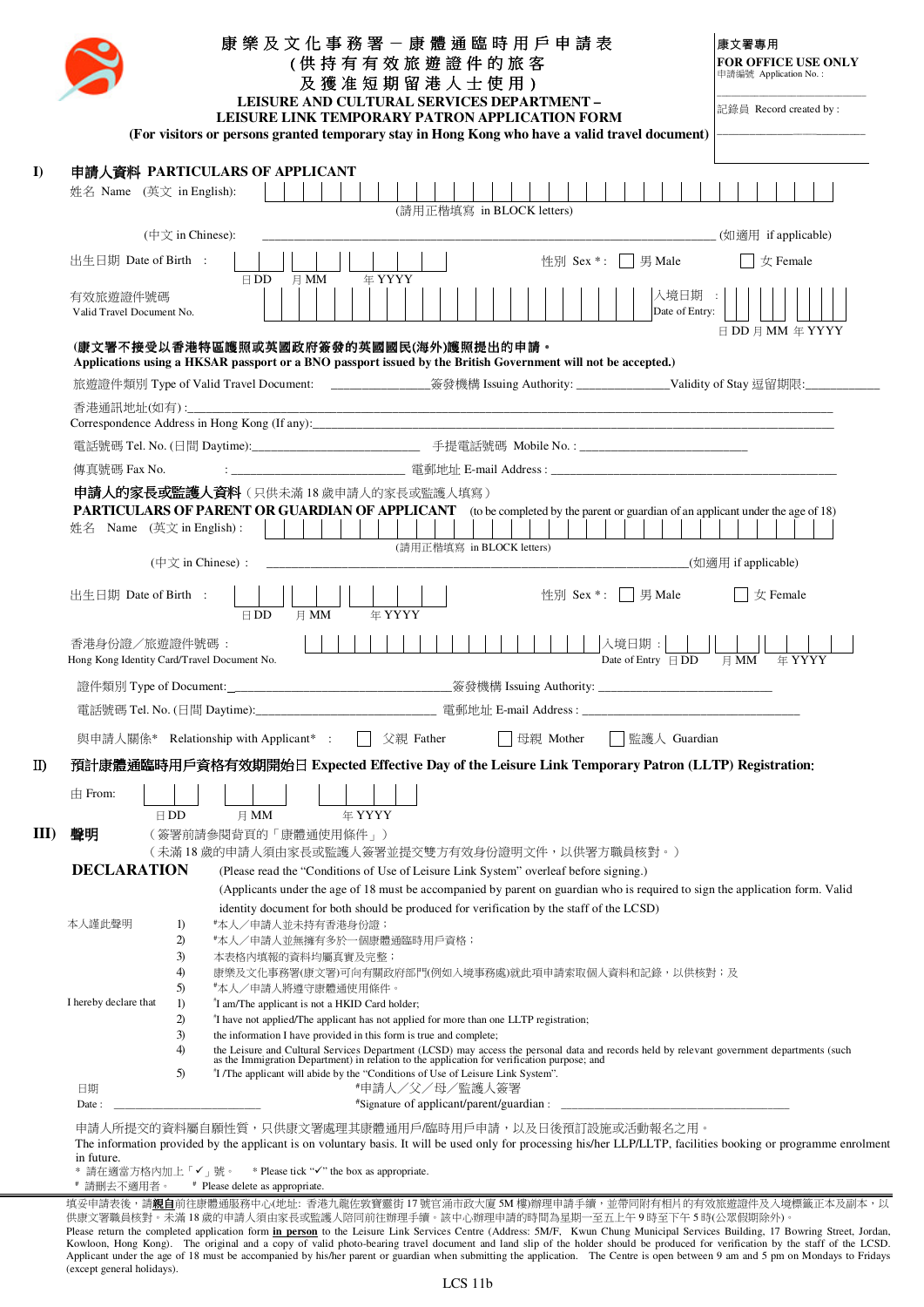# 康樂及文化事務署－康體通臨時用戶申請表（供持有有效旅遊證件的旅客及獲准短期留港人士使用）

## LEISURE AND CULTURAL SERVICES DEPARTMENT – LEISURE LINK TEMPORARY PATRON APPLICATION FORM

**(For visitors or persons granted temporary stay in Hong Kong who have a valid travel document)**

康文署專用
**FOR OFFICE USE ONLY**
申請編號 Application No. :

記錄員 Record created by :

## I) 申請人資料 PARTICULARS OF APPLICANT

姓名 Name (英文 in English): (請用正楷填寫 in BLOCK letters)

(中文 in Chinese): ______________________________ (如適用 if applicable)

出生日期 Date of Birth : 日 DD 月 MM 年 YYYY

性別 Sex * : ☐ 男 Male ☐ 女 Female

有效旅遊證件號碼 Valid Travel Document No.

入境日期 : Date of Entry: 日 DD 月 MM 年 YYYY

**(康文署不接受以香港特區護照或英國政府簽發的英國國民(海外)護照提出的申請。**
**Applications using a HKSAR passport or a BNO passport issued by the British Government will not be accepted.)**

旅遊證件類別 Type of Valid Travel Document: ______________ 簽發機構 Issuing Authority: ______________ Validity of Stay 逗留期限: ______________

香港通訊地址(如有) : ______________________________
Correspondence Address in Hong Kong (If any): ______________________________

電話號碼 Tel. No. (日間 Daytime): ______________ 手提電話號碼 Mobile No. : ______________

傳真號碼 Fax No. : ______________ 電郵地址 E-mail Address : ______________

### 申請人的家長或監護人資料（只供未滿 18 歲申請人的家長或監護人填寫）
### PARTICULARS OF PARENT OR GUARDIAN OF APPLICANT (to be completed by the parent or guardian of an applicant under the age of 18)

姓名 Name (英文 in English) : (請用正楷填寫 in BLOCK letters)

(中文 in Chinese) : ______________________________ (如適用 if applicable)

出生日期 Date of Birth : 日 DD 月 MM 年 YYYY

性別 Sex * : ☐ 男 Male ☐ 女 Female

香港身份證／旅遊證件號碼 : Hong Kong Identity Card/Travel Document No.

入境日期 : Date of Entry 日 DD 月 MM 年 YYYY

證件類別 Type of Document: ______________ 簽發機構 Issuing Authority: ______________

電話號碼 Tel. No. (日間 Daytime): ______________ 電郵地址 E-mail Address : ______________

與申請人關係* Relationship with Applicant* : ☐ 父親 Father ☐ 母親 Mother ☐ 監護人 Guardian

## II) 預計康體通臨時用戶資格有效期開始日 Expected Effective Day of the Leisure Link Temporary Patron (LLTP) Registration:

由 From: 日 DD 月 MM 年 YYYY

## III) 聲明 DECLARATION

（簽署前請參閱背頁的「康體通使用條件」）
（未滿 18 歲的申請人須由家長或監護人簽署並提交雙方有效身份證明文件，以供署方職員核對。）

(Please read the "Conditions of Use of Leisure Link System" overleaf before signing.)
(Applicants under the age of 18 must be accompanied by parent on guardian who is required to sign the application form. Valid identity document for both should be produced for verification by the staff of the LCSD)

本人謹此聲明
1) #本人／申請人並未持有香港身份證；
2) #本人／申請人並無擁有多於一個康體通臨時用戶資格；
3) 本表格內填報的資料均屬真實及完整；
4) 康樂及文化事務署(康文署)可向有關政府部門(例如入境事務處)就此項申請索取個人資料和記錄，以供核對；及
5) #本人／申請人將遵守康體通使用條件。

I hereby declare that
1) #I am/The applicant is not a HKID Card holder;
2) #I have not applied/The applicant has not applied for more than one LLTP registration;
3) the information I have provided in this form is true and complete;
4) the Leisure and Cultural Services Department (LCSD) may access the personal data and records held by relevant government departments (such as the Immigration Department) in relation to the application for verification purpose; and
5) #I /The applicant will abide by the "Conditions of Use of Leisure Link System".

日期 Date : ______________ #申請人／父／母／監護人簽署 #Signature of applicant/parent/guardian : ______________

申請人所提交的資料屬自願性質，只供康文署處理其康體通用戶/臨時用戶申請，以及日後預訂設施或活動報名之用。
The information provided by the applicant is on voluntary basis. It will be used only for processing his/her LLP/LLTP, facilities booking or programme enrolment in future.

\* 請在適當方格內加上「✓」號。 * Please tick "✓" the box as appropriate.
\# 請刪去不適用者。 # Please delete as appropriate.

填妥申請表後，請**親自**前往康體通服務中心(地址: 香港九龍佐敦寶靈街 17 號官涌市政大廈 5M 樓)辦理申請手續，並帶同附有相片的有效旅遊證件及入境標籤正本及副本，以供康文署職員核對。未滿 18 歲的申請人須由家長或監護人陪同前往辦理手續。該中心辦理申請的時間為星期一至五上午 9 時至下午 5 時(公眾假期除外)。

Please return the completed application form **in person** to the Leisure Link Services Centre (Address: 5M/F, Kwun Chung Municipal Services Building, 17 Bowring Street, Jordan, Kowloon, Hong Kong). The original and a copy of valid photo-bearing travel document and land slip of the holder should be produced for verification by the staff of the LCSD. Applicant under the age of 18 must be accompanied by his/her parent or guardian when submitting the application. The Centre is open between 9 am and 5 pm on Mondays to Fridays (except general holidays).

LCS 11b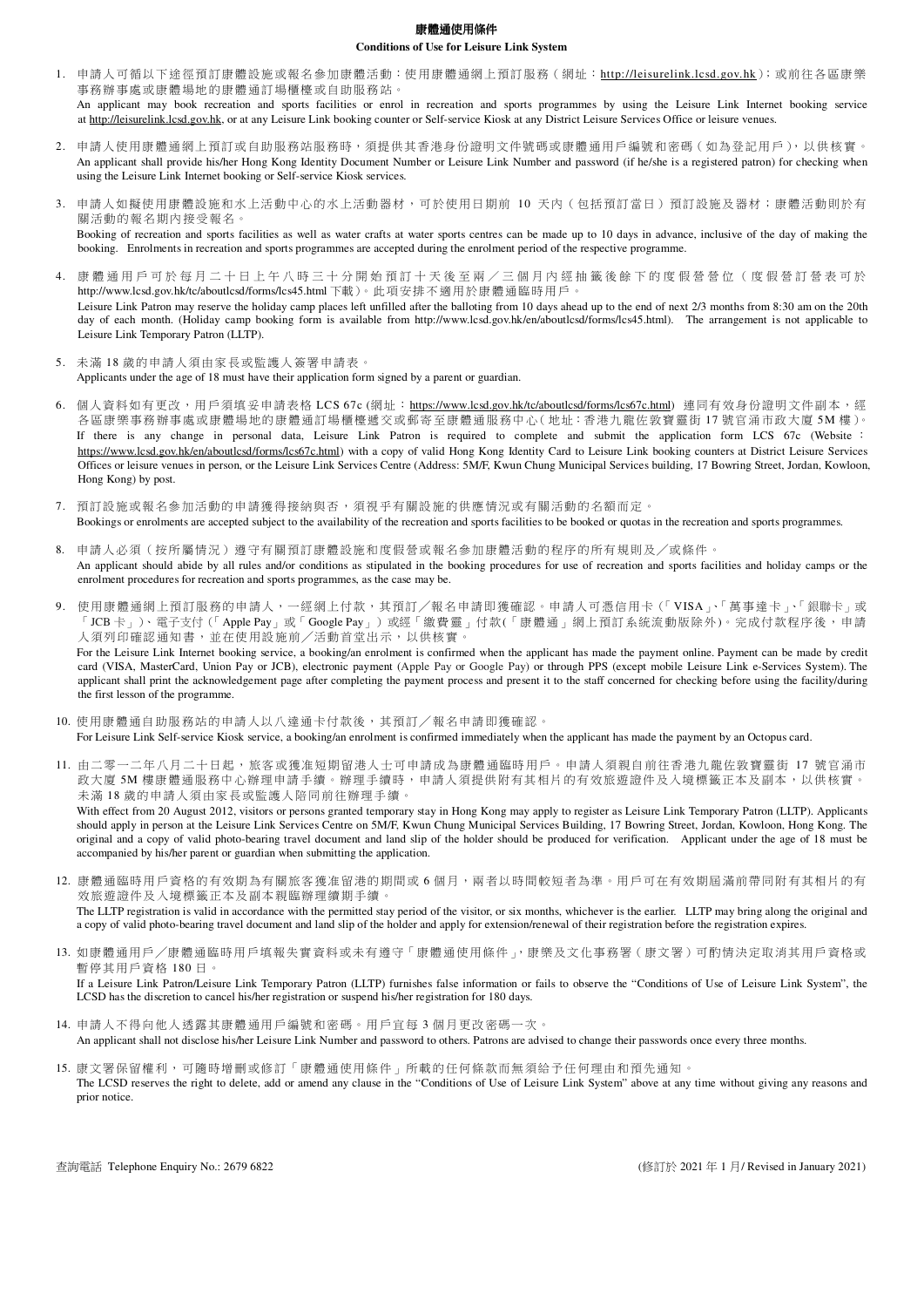# 康體通使用條件

## Conditions of Use for Leisure Link System

1. 申請人可循以下途徑預訂康體設施或報名參加康體活動：使用康體通網上預訂服務（網址：http://leisurelink.lcsd.gov.hk）；或前往各區康樂事務辦事處或康體場地的康體通訂場櫃檯或自助服務站。
An applicant may book recreation and sports facilities or enrol in recreation and sports programmes by using the Leisure Link Internet booking service at http://leisurelink.lcsd.gov.hk, or at any Leisure Link booking counter or Self-service Kiosk at any District Leisure Services Office or leisure venues.

2. 申請人使用康體通網上預訂或自助服務站服務時，須提供其香港身份證明文件號碼或康體通用戶編號和密碼（如為登記用戶），以供核實。
An applicant shall provide his/her Hong Kong Identity Document Number or Leisure Link Number and password (if he/she is a registered patron) for checking when using the Leisure Link Internet booking or Self-service Kiosk services.

3. 申請人如擬使用康體設施和水上活動中心的水上活動器材，可於使用日期前 10 天內（包括預訂當日）預訂設施及器材；康體活動則於有關活動的報名期內接受報名。
Booking of recreation and sports facilities as well as water crafts at water sports centres can be made up to 10 days in advance, inclusive of the day of making the booking. Enrolments in recreation and sports programmes are accepted during the enrolment period of the respective programme.

4. 康體通用戶可於每月二十日上午八時三十分開始預訂十天後至兩／三個月內經抽籤後餘下的度假營營位（度假營訂營表可於 http://www.lcsd.gov.hk/tc/aboutlcsd/forms/lcs45.html 下載）。此項安排不適用於康體通臨時用戶。
Leisure Link Patron may reserve the holiday camp places left unfilled after the balloting from 10 days ahead up to the end of next 2/3 months from 8:30 am on the 20th day of each month. (Holiday camp booking form is available from http://www.lcsd.gov.hk/en/aboutlcsd/forms/lcs45.html). The arrangement is not applicable to Leisure Link Temporary Patron (LLTP).

5. 未滿 18 歲的申請人須由家長或監護人簽署申請表。
Applicants under the age of 18 must have their application form signed by a parent or guardian.

6. 個人資料如有更改，用戶須填妥申請表格 LCS 67c (網址：https://www.lcsd.gov.hk/tc/aboutlcsd/forms/lcs67c.html) 連同有效身份證明文件副本，經各區康樂事務辦事處或康體場地的康體通訂場櫃檯遞交或郵寄至康體通服務中心（地址：香港九龍佐敦寶靈街 17 號官涌市政大廈 5M 樓）。
If there is any change in personal data, Leisure Link Patron is required to complete and submit the application form LCS 67c (Website : https://www.lcsd.gov.hk/en/aboutlcsd/forms/lcs67c.html) with a copy of valid Hong Kong Identity Card to Leisure Link booking counters at District Leisure Services Offices or leisure venues in person, or the Leisure Link Services Centre (Address: 5M/F, Kwun Chung Municipal Services building, 17 Bowring Street, Jordan, Kowloon, Hong Kong) by post.

7. 預訂設施或報名參加活動的申請獲得接納與否，須視乎有關設施的供應情況或有關活動的名額而定。
Bookings or enrolments are accepted subject to the availability of the recreation and sports facilities to be booked or quotas in the recreation and sports programmes.

8. 申請人必須（按所屬情況）遵守有關預訂康體設施和度假營或報名參加康體活動的程序的所有規則及／或條件。
An applicant should abide by all rules and/or conditions as stipulated in the booking procedures for use of recreation and sports facilities and holiday camps or the enrolment procedures for recreation and sports programmes, as the case may be.

9. 使用康體通網上預訂服務的申請人，一經網上付款，其預訂／報名申請即獲確認。申請人可憑信用卡（「VISA」、「萬事達卡」、「銀聯卡」或「JCB 卡」）、電子支付（「Apple Pay」或「Google Pay」）或經「繳費靈」付款(「康體通」網上預訂系統流動版除外)。完成付款程序後，申請人須列印確認通知書，並在使用設施前／活動首堂出示，以供核實。
For the Leisure Link Internet booking service, a booking/an enrolment is confirmed when the applicant has made the payment online. Payment can be made by credit card (VISA, MasterCard, Union Pay or JCB), electronic payment (Apple Pay or Google Pay) or through PPS (except mobile Leisure Link e-Services System). The applicant shall print the acknowledgement page after completing the payment process and present it to the staff concerned for checking before using the facility/during the first lesson of the programme.

10. 使用康體通自助服務站的申請人以八達通卡付款後，其預訂／報名申請即獲確認。
For Leisure Link Self-service Kiosk service, a booking/an enrolment is confirmed immediately when the applicant has made the payment by an Octopus card.

11. 由二零一二年八月二十日起，旅客或獲准短期留港人士可申請成為康體通臨時用戶。申請人須親自前往香港九龍佐敦寶靈街 17 號官涌市政大廈 5M 樓康體通服務中心辦理申請手續。辦理手續時，申請人須提供附有其相片的有效旅遊證件及入境標籤正本及副本，以供核實。未滿 18 歲的申請人須由家長或監護人陪同前往辦理手續。
With effect from 20 August 2012, visitors or persons granted temporary stay in Hong Kong may apply to register as Leisure Link Temporary Patron (LLTP). Applicants should apply in person at the Leisure Link Services Centre on 5M/F, Kwun Chung Municipal Services Building, 17 Bowring Street, Jordan, Kowloon, Hong Kong. The original and a copy of valid photo-bearing travel document and land slip of the holder should be produced for verification. Applicant under the age of 18 must be accompanied by his/her parent or guardian when submitting the application.

12. 康體通臨時用戶資格的有效期為有關旅客獲准留港的期間或 6 個月，兩者以時間較短者為準。用戶可在有效期屆滿前帶同附有其相片的有效旅遊證件及入境標籤正本及副本親臨辦理續期手續。
The LLTP registration is valid in accordance with the permitted stay period of the visitor, or six months, whichever is the earlier. LLTP may bring along the original and a copy of valid photo-bearing travel document and land slip of the holder and apply for extension/renewal of their registration before the registration expires.

13. 如康體通用戶／康體通臨時用戶填報失實資料或未有遵守「康體通使用條件」，康樂及文化事務署（康文署）可酌情決定取消其用戶資格或暫停其用戶資格 180 日。
If a Leisure Link Patron/Leisure Link Temporary Patron (LLTP) furnishes false information or fails to observe the "Conditions of Use of Leisure Link System", the LCSD has the discretion to cancel his/her registration or suspend his/her registration for 180 days.

14. 申請人不得向他人透露其康體通用戶編號和密碼。用戶宜每 3 個月更改密碼一次。
An applicant shall not disclose his/her Leisure Link Number and password to others. Patrons are advised to change their passwords once every three months.

15. 康文署保留權利，可隨時增刪或修訂「康體通使用條件」所載的任何條款而無須給予任何理由和預先通知。
The LCSD reserves the right to delete, add or amend any clause in the "Conditions of Use of Leisure Link System" above at any time without giving any reasons and prior notice.

查詢電話 Telephone Enquiry No.: 2679 6822

(修訂於 2021 年 1 月/ Revised in January 2021)